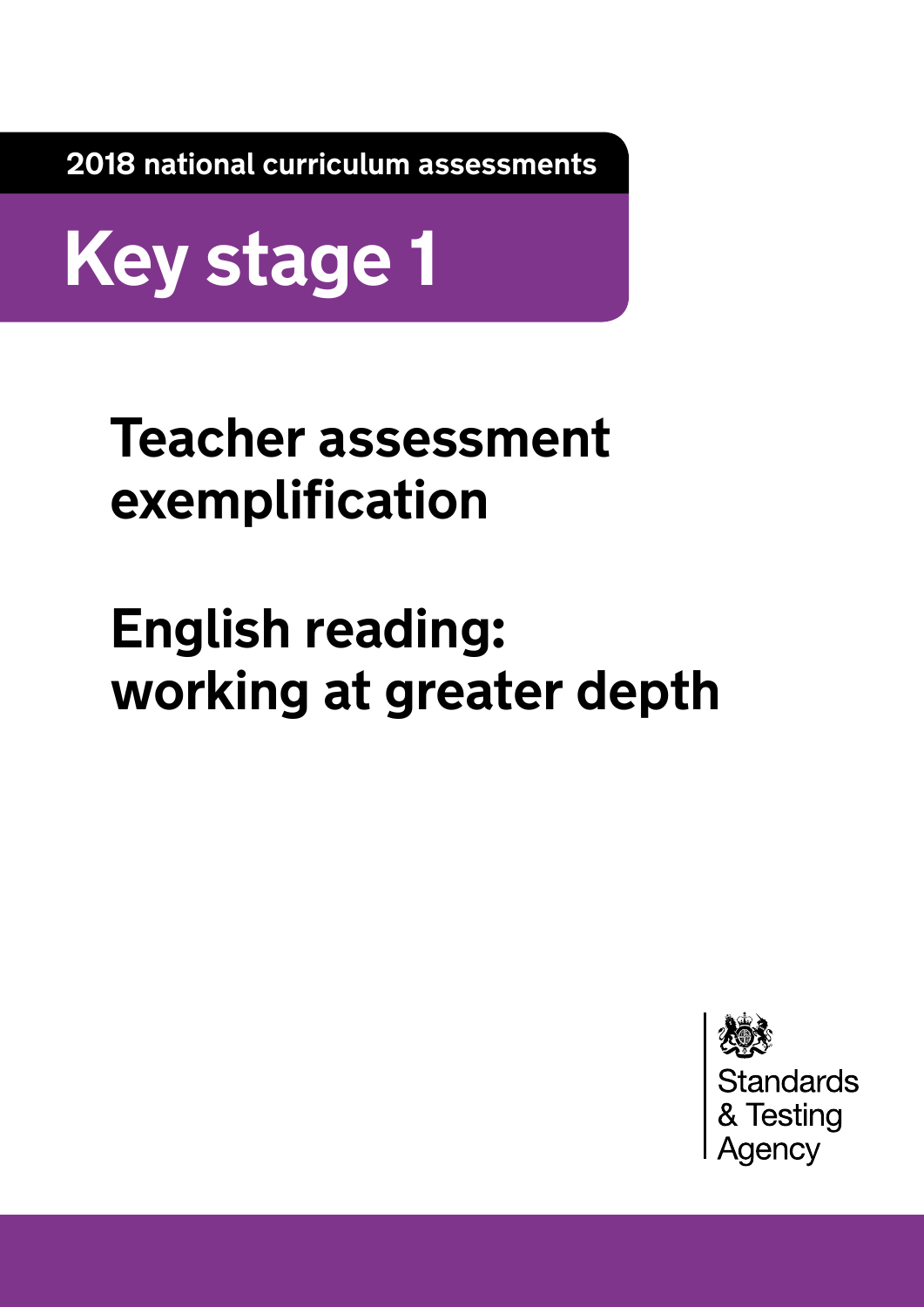2018 national curriculum assessments

# Key stage 1

## Teacher assessment exemplification

## English reading: working at greater depth

Standards & Testing Agency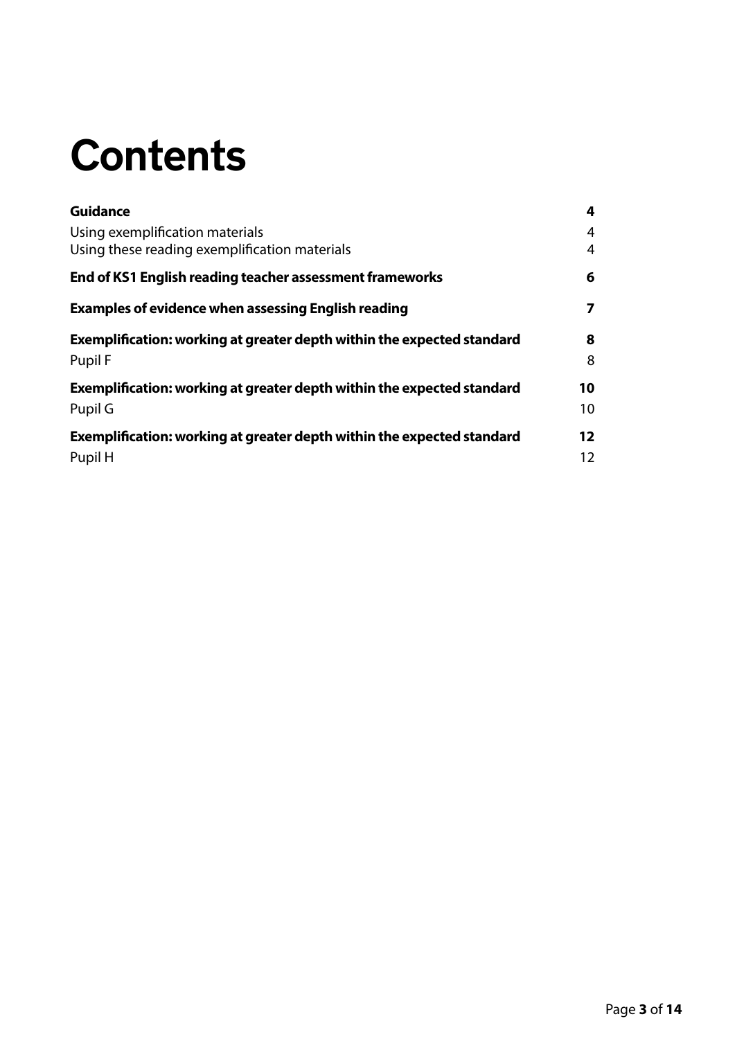# Contents

| | |
|---|---|
| **Guidance** | **4** |
| Using exemplification materials | 4 |
| Using these reading exemplification materials | 4 |
| **End of KS1 English reading teacher assessment frameworks** | **6** |
| **Examples of evidence when assessing English reading** | **7** |
| **Exemplification: working at greater depth within the expected standard** | **8** |
| Pupil F | 8 |
| **Exemplification: working at greater depth within the expected standard** | **10** |
| Pupil G | 10 |
| **Exemplification: working at greater depth within the expected standard** | **12** |
| Pupil H | 12 |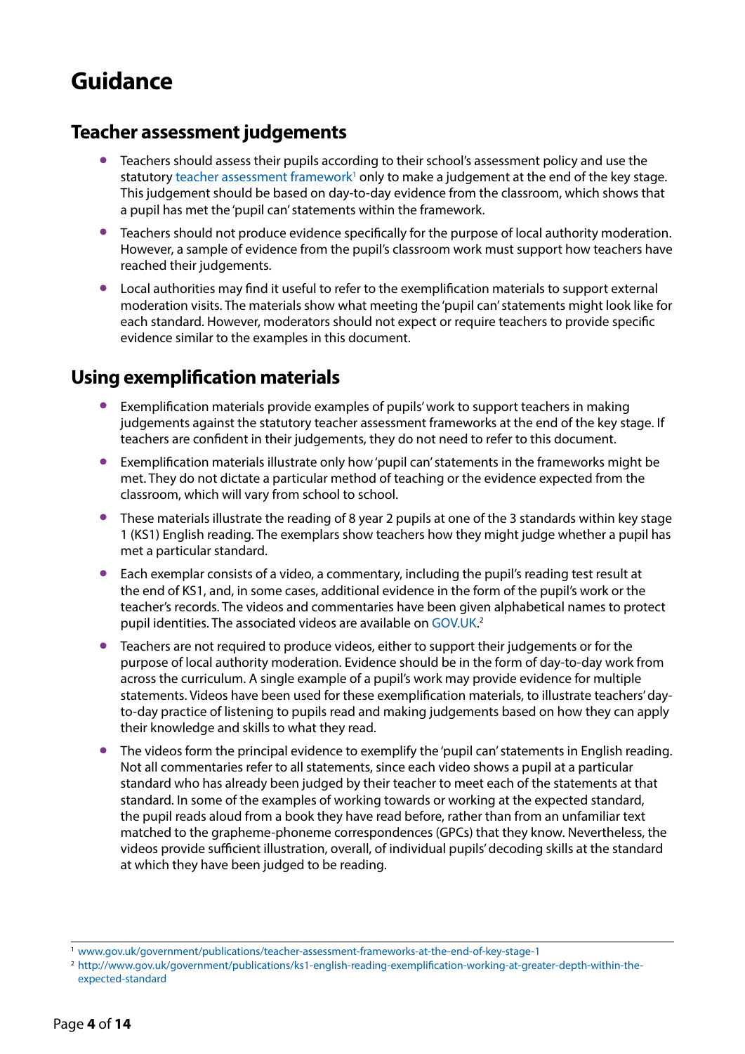# Guidance

## Teacher assessment judgements

- Teachers should assess their pupils according to their school's assessment policy and use the statutory teacher assessment framework[1] only to make a judgement at the end of the key stage. This judgement should be based on day-to-day evidence from the classroom, which shows that a pupil has met the 'pupil can' statements within the framework.
- Teachers should not produce evidence specifically for the purpose of local authority moderation. However, a sample of evidence from the pupil's classroom work must support how teachers have reached their judgements.
- Local authorities may find it useful to refer to the exemplification materials to support external moderation visits. The materials show what meeting the 'pupil can' statements might look like for each standard. However, moderators should not expect or require teachers to provide specific evidence similar to the examples in this document.

## Using exemplification materials

- Exemplification materials provide examples of pupils' work to support teachers in making judgements against the statutory teacher assessment frameworks at the end of the key stage. If teachers are confident in their judgements, they do not need to refer to this document.
- Exemplification materials illustrate only how 'pupil can' statements in the frameworks might be met. They do not dictate a particular method of teaching or the evidence expected from the classroom, which will vary from school to school.
- These materials illustrate the reading of 8 year 2 pupils at one of the 3 standards within key stage 1 (KS1) English reading. The exemplars show teachers how they might judge whether a pupil has met a particular standard.
- Each exemplar consists of a video, a commentary, including the pupil's reading test result at the end of KS1, and, in some cases, additional evidence in the form of the pupil's work or the teacher's records. The videos and commentaries have been given alphabetical names to protect pupil identities. The associated videos are available on GOV.UK.[2]
- Teachers are not required to produce videos, either to support their judgements or for the purpose of local authority moderation. Evidence should be in the form of day-to-day work from across the curriculum. A single example of a pupil's work may provide evidence for multiple statements. Videos have been used for these exemplification materials, to illustrate teachers' day-to-day practice of listening to pupils read and making judgements based on how they can apply their knowledge and skills to what they read.
- The videos form the principal evidence to exemplify the 'pupil can' statements in English reading. Not all commentaries refer to all statements, since each video shows a pupil at a particular standard who has already been judged by their teacher to meet each of the statements at that standard. In some of the examples of working towards or working at the expected standard, the pupil reads aloud from a book they have read before, rather than from an unfamiliar text matched to the grapheme-phoneme correspondences (GPCs) that they know. Nevertheless, the videos provide sufficient illustration, overall, of individual pupils' decoding skills at the standard at which they have been judged to be reading.

---

[1] www.gov.uk/government/publications/teacher-assessment-frameworks-at-the-end-of-key-stage-1

[2] http://www.gov.uk/government/publications/ks1-english-reading-exemplification-working-at-greater-depth-within-the-expected-standard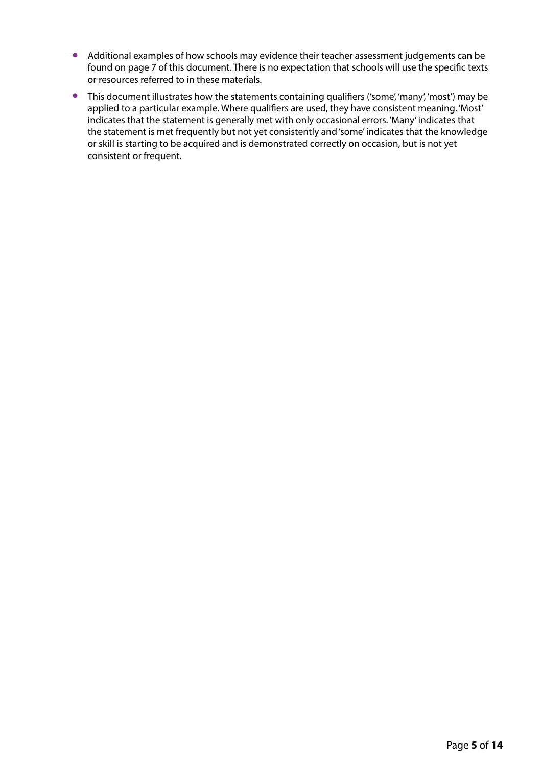- Additional examples of how schools may evidence their teacher assessment judgements can be found on page 7 of this document. There is no expectation that schools will use the specific texts or resources referred to in these materials.
- This document illustrates how the statements containing qualifiers ('some', 'many', 'most') may be applied to a particular example. Where qualifiers are used, they have consistent meaning. 'Most' indicates that the statement is generally met with only occasional errors. 'Many' indicates that the statement is met frequently but not yet consistently and 'some' indicates that the knowledge or skill is starting to be acquired and is demonstrated correctly on occasion, but is not yet consistent or frequent.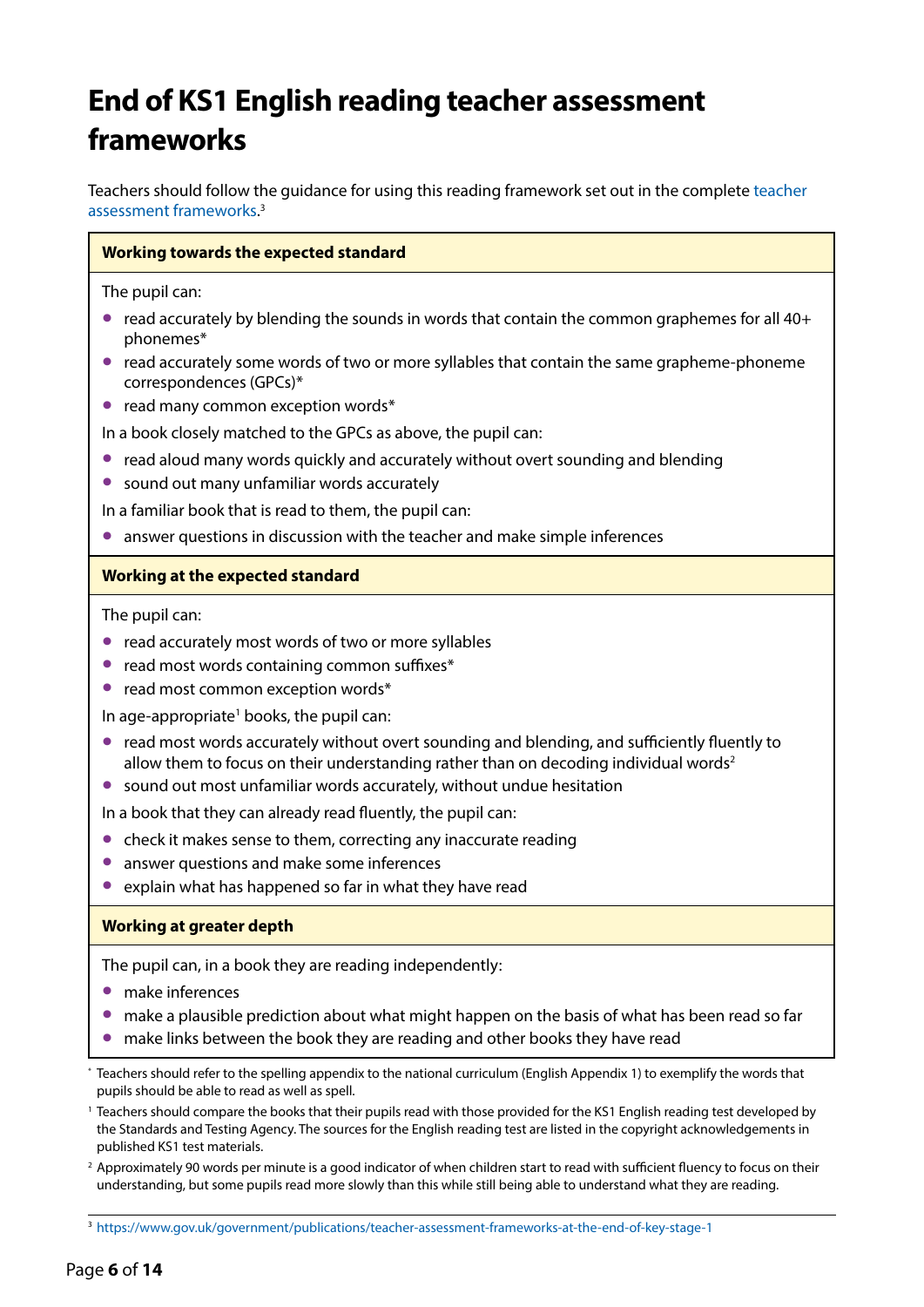# End of KS1 English reading teacher assessment frameworks

Teachers should follow the guidance for using this reading framework set out in the complete teacher assessment frameworks.[3]

**Working towards the expected standard**

The pupil can:

- read accurately by blending the sounds in words that contain the common graphemes for all 40+ phonemes*
- read accurately some words of two or more syllables that contain the same grapheme-phoneme correspondences (GPCs)*
- read many common exception words*

In a book closely matched to the GPCs as above, the pupil can:

- read aloud many words quickly and accurately without overt sounding and blending
- sound out many unfamiliar words accurately

In a familiar book that is read to them, the pupil can:

- answer questions in discussion with the teacher and make simple inferences

**Working at the expected standard**

The pupil can:

- read accurately most words of two or more syllables
- read most words containing common suffixes*
- read most common exception words*

In age-appropriate[1] books, the pupil can:

- read most words accurately without overt sounding and blending, and sufficiently fluently to allow them to focus on their understanding rather than on decoding individual words[2]
- sound out most unfamiliar words accurately, without undue hesitation

In a book that they can already read fluently, the pupil can:

- check it makes sense to them, correcting any inaccurate reading
- answer questions and make some inferences
- explain what has happened so far in what they have read

**Working at greater depth**

The pupil can, in a book they are reading independently:

- make inferences
- make a plausible prediction about what might happen on the basis of what has been read so far
- make links between the book they are reading and other books they have read

* Teachers should refer to the spelling appendix to the national curriculum (English Appendix 1) to exemplify the words that pupils should be able to read as well as spell.

[1] Teachers should compare the books that their pupils read with those provided for the KS1 English reading test developed by the Standards and Testing Agency. The sources for the English reading test are listed in the copyright acknowledgements in published KS1 test materials.

[2] Approximately 90 words per minute is a good indicator of when children start to read with sufficient fluency to focus on their understanding, but some pupils read more slowly than this while still being able to understand what they are reading.

[3] https://www.gov.uk/government/publications/teacher-assessment-frameworks-at-the-end-of-key-stage-1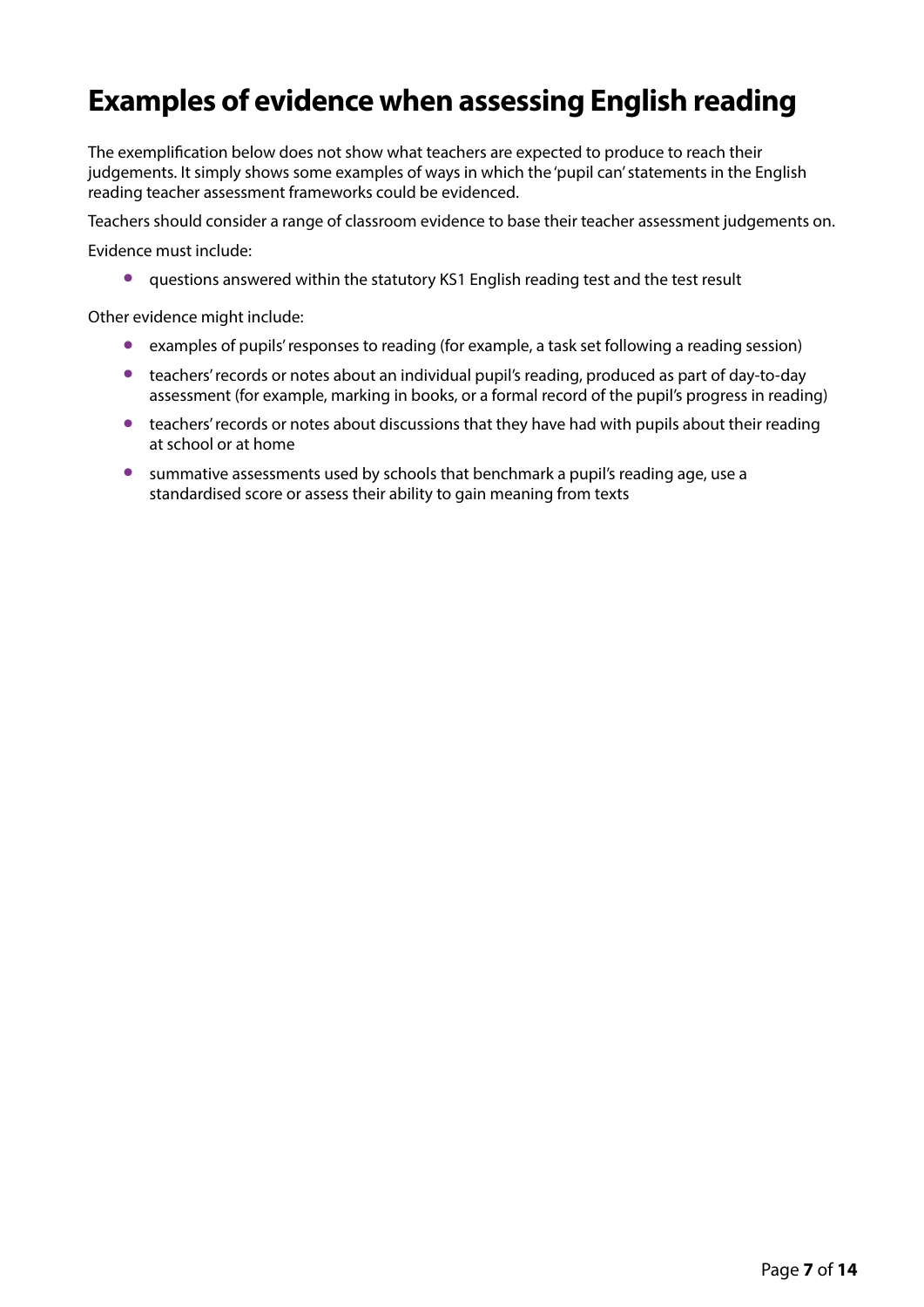# Examples of evidence when assessing English reading

The exemplification below does not show what teachers are expected to produce to reach their judgements. It simply shows some examples of ways in which the 'pupil can' statements in the English reading teacher assessment frameworks could be evidenced.

Teachers should consider a range of classroom evidence to base their teacher assessment judgements on.

Evidence must include:

- questions answered within the statutory KS1 English reading test and the test result

Other evidence might include:

- examples of pupils' responses to reading (for example, a task set following a reading session)
- teachers' records or notes about an individual pupil's reading, produced as part of day-to-day assessment (for example, marking in books, or a formal record of the pupil's progress in reading)
- teachers' records or notes about discussions that they have had with pupils about their reading at school or at home
- summative assessments used by schools that benchmark a pupil's reading age, use a standardised score or assess their ability to gain meaning from texts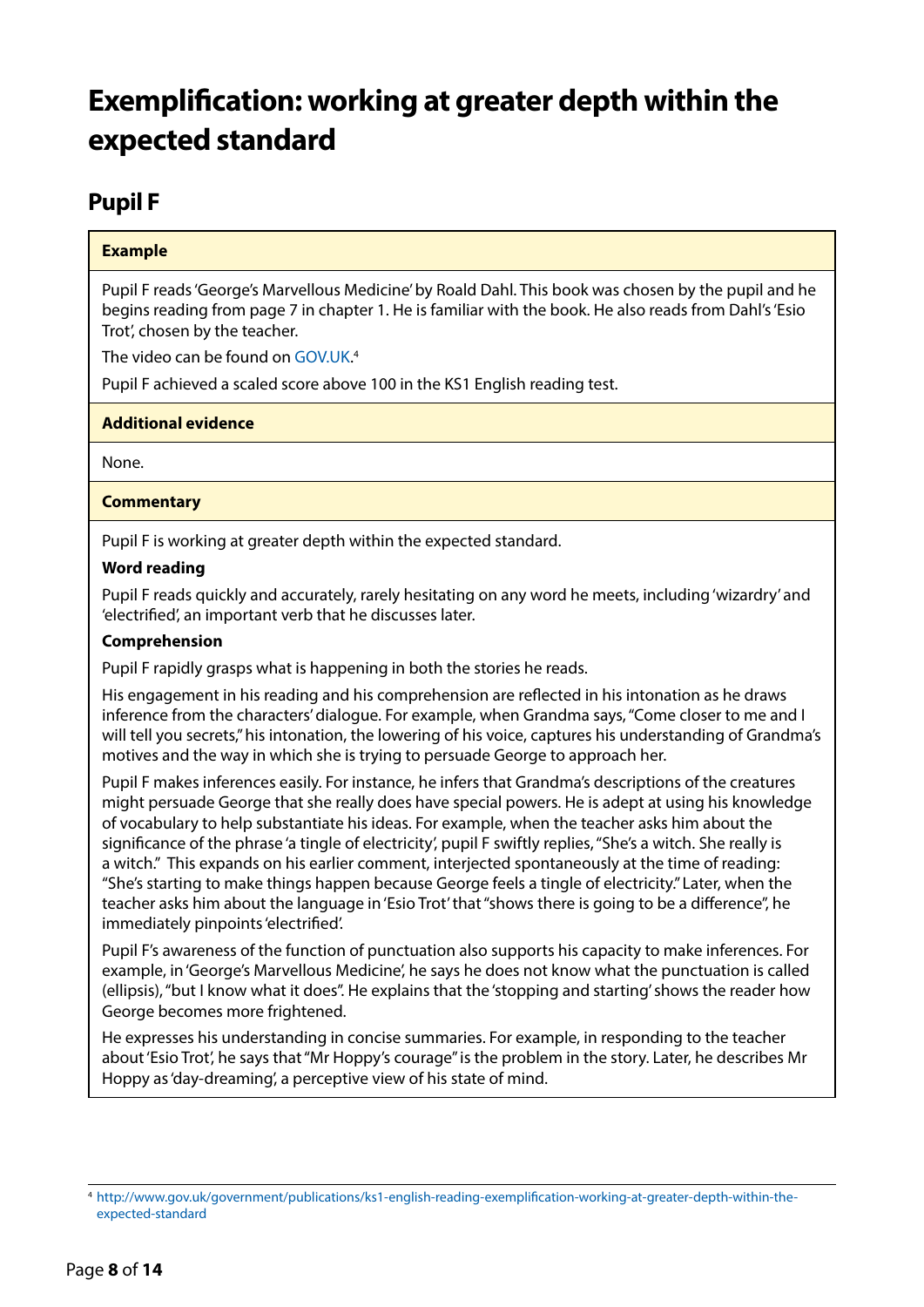# Exemplification: working at greater depth within the expected standard

## Pupil F

**Example**

Pupil F reads 'George's Marvellous Medicine' by Roald Dahl. This book was chosen by the pupil and he begins reading from page 7 in chapter 1. He is familiar with the book. He also reads from Dahl's 'Esio Trot', chosen by the teacher.

The video can be found on GOV.UK.[4]

Pupil F achieved a scaled score above 100 in the KS1 English reading test.

**Additional evidence**

None.

**Commentary**

Pupil F is working at greater depth within the expected standard.

**Word reading**

Pupil F reads quickly and accurately, rarely hesitating on any word he meets, including 'wizardry' and 'electrified', an important verb that he discusses later.

**Comprehension**

Pupil F rapidly grasps what is happening in both the stories he reads.

His engagement in his reading and his comprehension are reflected in his intonation as he draws inference from the characters' dialogue. For example, when Grandma says, "Come closer to me and I will tell you secrets," his intonation, the lowering of his voice, captures his understanding of Grandma's motives and the way in which she is trying to persuade George to approach her.

Pupil F makes inferences easily. For instance, he infers that Grandma's descriptions of the creatures might persuade George that she really does have special powers. He is adept at using his knowledge of vocabulary to help substantiate his ideas. For example, when the teacher asks him about the significance of the phrase 'a tingle of electricity', pupil F swiftly replies, "She's a witch. She really is a witch." This expands on his earlier comment, interjected spontaneously at the time of reading: "She's starting to make things happen because George feels a tingle of electricity." Later, when the teacher asks him about the language in 'Esio Trot' that "shows there is going to be a difference", he immediately pinpoints 'electrified'.

Pupil F's awareness of the function of punctuation also supports his capacity to make inferences. For example, in 'George's Marvellous Medicine', he says he does not know what the punctuation is called (ellipsis), "but I know what it does". He explains that the 'stopping and starting' shows the reader how George becomes more frightened.

He expresses his understanding in concise summaries. For example, in responding to the teacher about 'Esio Trot', he says that "Mr Hoppy's courage" is the problem in the story. Later, he describes Mr Hoppy as 'day-dreaming', a perceptive view of his state of mind.

---

[4] http://www.gov.uk/government/publications/ks1-english-reading-exemplification-working-at-greater-depth-within-the-expected-standard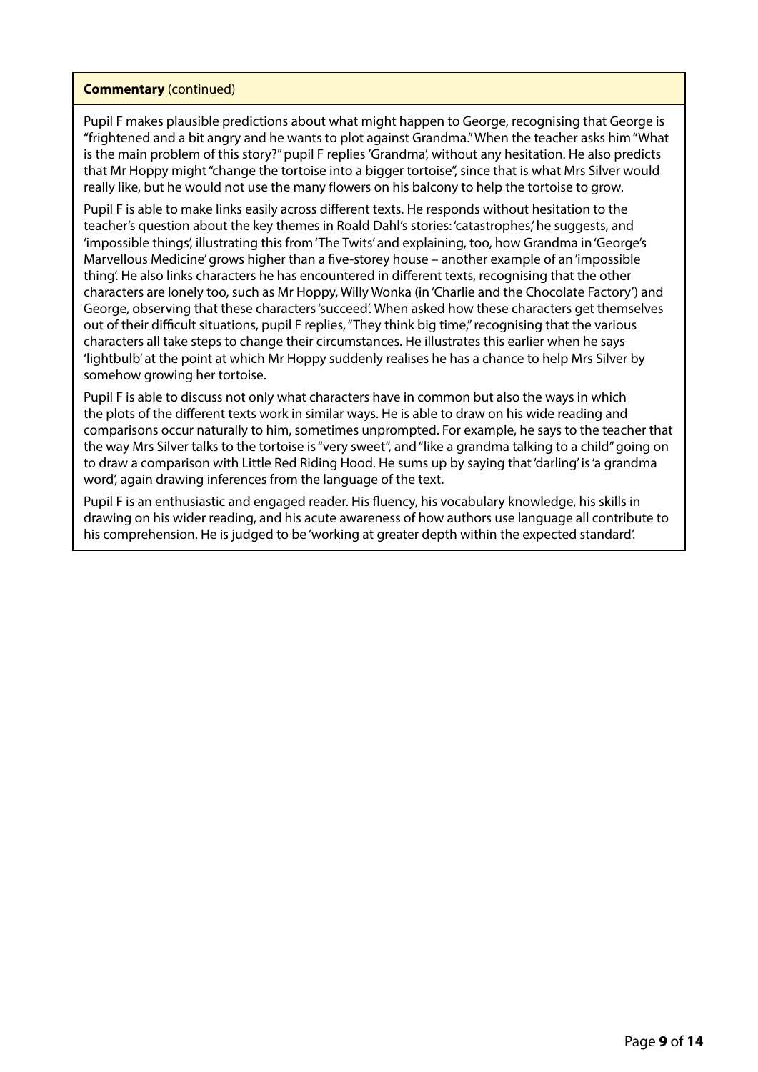**Commentary** (continued)

Pupil F makes plausible predictions about what might happen to George, recognising that George is "frightened and a bit angry and he wants to plot against Grandma." When the teacher asks him "What is the main problem of this story?" pupil F replies 'Grandma', without any hesitation. He also predicts that Mr Hoppy might "change the tortoise into a bigger tortoise", since that is what Mrs Silver would really like, but he would not use the many flowers on his balcony to help the tortoise to grow.

Pupil F is able to make links easily across different texts. He responds without hesitation to the teacher's question about the key themes in Roald Dahl's stories: 'catastrophes,' he suggests, and 'impossible things', illustrating this from 'The Twits' and explaining, too, how Grandma in 'George's Marvellous Medicine' grows higher than a five-storey house – another example of an 'impossible thing'. He also links characters he has encountered in different texts, recognising that the other characters are lonely too, such as Mr Hoppy, Willy Wonka (in 'Charlie and the Chocolate Factory') and George, observing that these characters 'succeed'. When asked how these characters get themselves out of their difficult situations, pupil F replies, "They think big time," recognising that the various characters all take steps to change their circumstances. He illustrates this earlier when he says 'lightbulb' at the point at which Mr Hoppy suddenly realises he has a chance to help Mrs Silver by somehow growing her tortoise.

Pupil F is able to discuss not only what characters have in common but also the ways in which the plots of the different texts work in similar ways. He is able to draw on his wide reading and comparisons occur naturally to him, sometimes unprompted. For example, he says to the teacher that the way Mrs Silver talks to the tortoise is "very sweet", and "like a grandma talking to a child" going on to draw a comparison with Little Red Riding Hood. He sums up by saying that 'darling' is 'a grandma word', again drawing inferences from the language of the text.

Pupil F is an enthusiastic and engaged reader. His fluency, his vocabulary knowledge, his skills in drawing on his wider reading, and his acute awareness of how authors use language all contribute to his comprehension. He is judged to be 'working at greater depth within the expected standard'.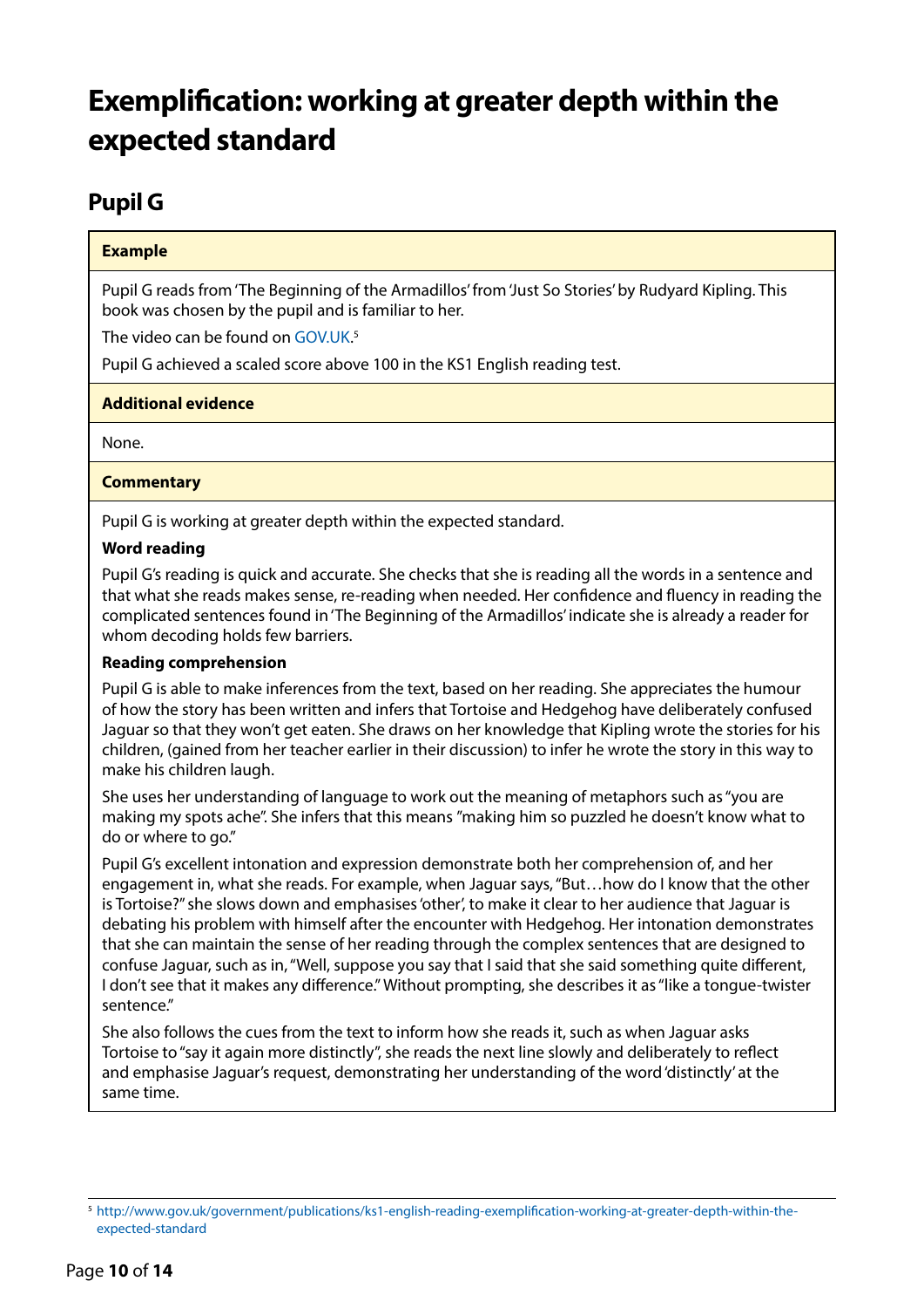# Exemplification: working at greater depth within the expected standard

## Pupil G

**Example**

Pupil G reads from 'The Beginning of the Armadillos' from 'Just So Stories' by Rudyard Kipling. This book was chosen by the pupil and is familiar to her.

The video can be found on GOV.UK.[5]

Pupil G achieved a scaled score above 100 in the KS1 English reading test.

**Additional evidence**

None.

**Commentary**

Pupil G is working at greater depth within the expected standard.

**Word reading**

Pupil G's reading is quick and accurate. She checks that she is reading all the words in a sentence and that what she reads makes sense, re-reading when needed. Her confidence and fluency in reading the complicated sentences found in 'The Beginning of the Armadillos' indicate she is already a reader for whom decoding holds few barriers.

**Reading comprehension**

Pupil G is able to make inferences from the text, based on her reading. She appreciates the humour of how the story has been written and infers that Tortoise and Hedgehog have deliberately confused Jaguar so that they won't get eaten. She draws on her knowledge that Kipling wrote the stories for his children, (gained from her teacher earlier in their discussion) to infer he wrote the story in this way to make his children laugh.

She uses her understanding of language to work out the meaning of metaphors such as "you are making my spots ache". She infers that this means "making him so puzzled he doesn't know what to do or where to go."

Pupil G's excellent intonation and expression demonstrate both her comprehension of, and her engagement in, what she reads. For example, when Jaguar says, "But…how do I know that the other is Tortoise?" she slows down and emphasises 'other', to make it clear to her audience that Jaguar is debating his problem with himself after the encounter with Hedgehog. Her intonation demonstrates that she can maintain the sense of her reading through the complex sentences that are designed to confuse Jaguar, such as in, "Well, suppose you say that I said that she said something quite different, I don't see that it makes any difference." Without prompting, she describes it as "like a tongue-twister sentence."

She also follows the cues from the text to inform how she reads it, such as when Jaguar asks Tortoise to "say it again more distinctly", she reads the next line slowly and deliberately to reflect and emphasise Jaguar's request, demonstrating her understanding of the word 'distinctly' at the same time.

---

[5] http://www.gov.uk/government/publications/ks1-english-reading-exemplification-working-at-greater-depth-within-the-expected-standard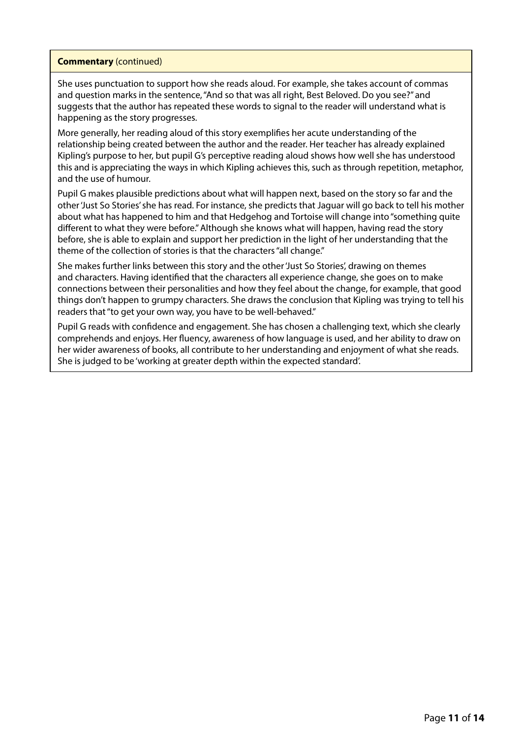**Commentary** (continued)

She uses punctuation to support how she reads aloud. For example, she takes account of commas and question marks in the sentence, "And so that was all right, Best Beloved. Do you see?" and suggests that the author has repeated these words to signal to the reader will understand what is happening as the story progresses.

More generally, her reading aloud of this story exemplifies her acute understanding of the relationship being created between the author and the reader. Her teacher has already explained Kipling's purpose to her, but pupil G's perceptive reading aloud shows how well she has understood this and is appreciating the ways in which Kipling achieves this, such as through repetition, metaphor, and the use of humour.

Pupil G makes plausible predictions about what will happen next, based on the story so far and the other 'Just So Stories' she has read. For instance, she predicts that Jaguar will go back to tell his mother about what has happened to him and that Hedgehog and Tortoise will change into "something quite different to what they were before." Although she knows what will happen, having read the story before, she is able to explain and support her prediction in the light of her understanding that the theme of the collection of stories is that the characters "all change."

She makes further links between this story and the other 'Just So Stories', drawing on themes and characters. Having identified that the characters all experience change, she goes on to make connections between their personalities and how they feel about the change, for example, that good things don't happen to grumpy characters. She draws the conclusion that Kipling was trying to tell his readers that "to get your own way, you have to be well-behaved."

Pupil G reads with confidence and engagement. She has chosen a challenging text, which she clearly comprehends and enjoys. Her fluency, awareness of how language is used, and her ability to draw on her wider awareness of books, all contribute to her understanding and enjoyment of what she reads. She is judged to be 'working at greater depth within the expected standard'.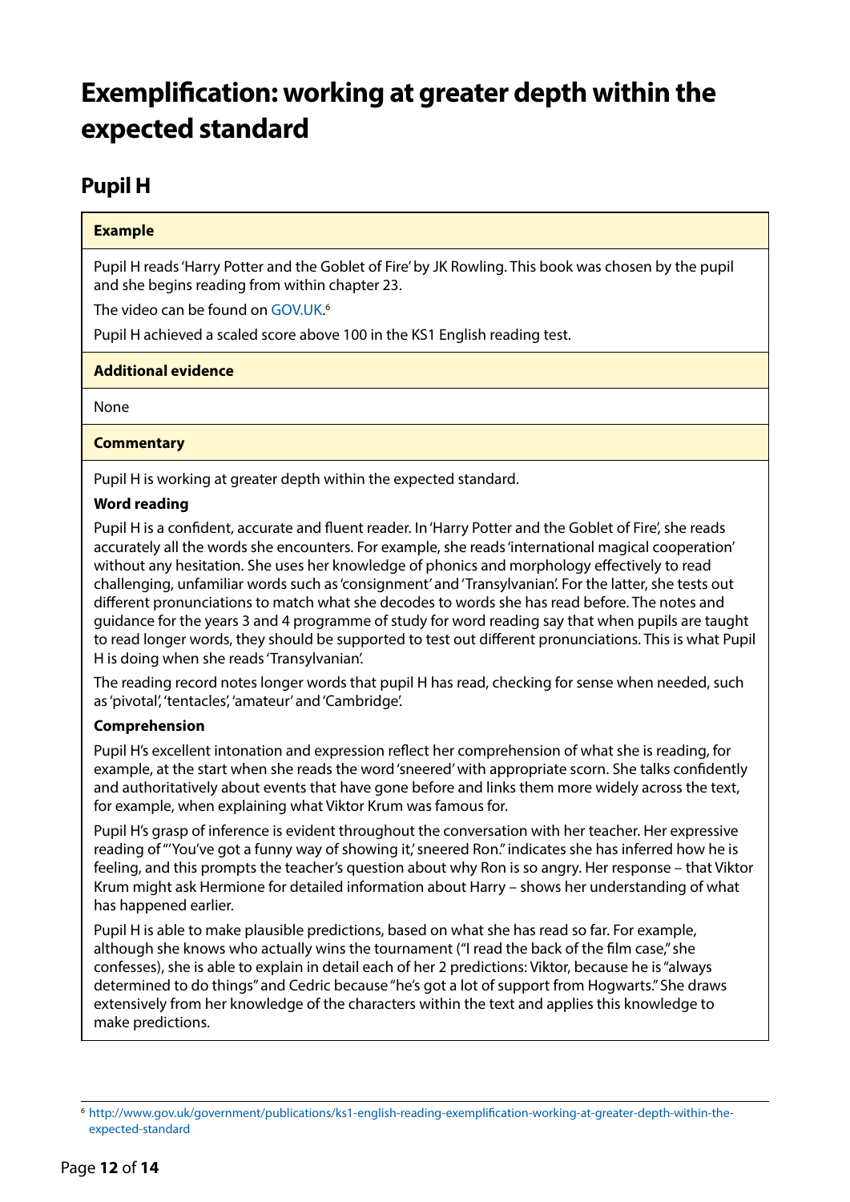# Exemplification: working at greater depth within the expected standard

## Pupil H

**Example**

Pupil H reads 'Harry Potter and the Goblet of Fire' by JK Rowling. This book was chosen by the pupil and she begins reading from within chapter 23.

The video can be found on GOV.UK.[6]

Pupil H achieved a scaled score above 100 in the KS1 English reading test.

**Additional evidence**

None

**Commentary**

Pupil H is working at greater depth within the expected standard.

**Word reading**

Pupil H is a confident, accurate and fluent reader. In 'Harry Potter and the Goblet of Fire', she reads accurately all the words she encounters. For example, she reads 'international magical cooperation' without any hesitation. She uses her knowledge of phonics and morphology effectively to read challenging, unfamiliar words such as 'consignment' and 'Transylvanian'. For the latter, she tests out different pronunciations to match what she decodes to words she has read before. The notes and guidance for the years 3 and 4 programme of study for word reading say that when pupils are taught to read longer words, they should be supported to test out different pronunciations. This is what Pupil H is doing when she reads 'Transylvanian'.

The reading record notes longer words that pupil H has read, checking for sense when needed, such as 'pivotal', 'tentacles', 'amateur' and 'Cambridge'.

**Comprehension**

Pupil H's excellent intonation and expression reflect her comprehension of what she is reading, for example, at the start when she reads the word 'sneered' with appropriate scorn. She talks confidently and authoritatively about events that have gone before and links them more widely across the text, for example, when explaining what Viktor Krum was famous for.

Pupil H's grasp of inference is evident throughout the conversation with her teacher. Her expressive reading of "'You've got a funny way of showing it,' sneered Ron." indicates she has inferred how he is feeling, and this prompts the teacher's question about why Ron is so angry. Her response – that Viktor Krum might ask Hermione for detailed information about Harry – shows her understanding of what has happened earlier.

Pupil H is able to make plausible predictions, based on what she has read so far. For example, although she knows who actually wins the tournament ("I read the back of the film case," she confesses), she is able to explain in detail each of her 2 predictions: Viktor, because he is "always determined to do things" and Cedric because "he's got a lot of support from Hogwarts." She draws extensively from her knowledge of the characters within the text and applies this knowledge to make predictions.

[6] http://www.gov.uk/government/publications/ks1-english-reading-exemplification-working-at-greater-depth-within-the-expected-standard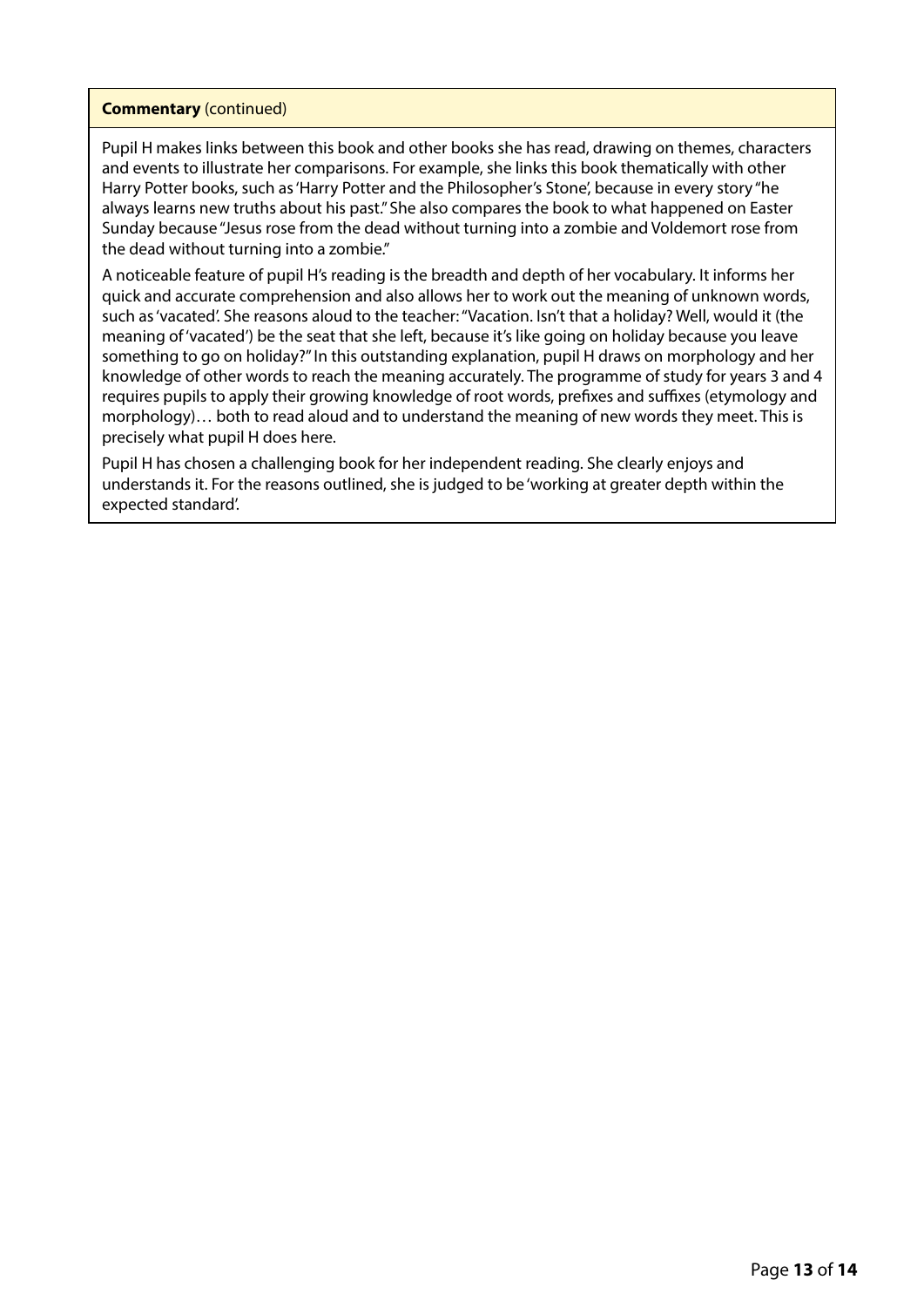**Commentary** (continued)

Pupil H makes links between this book and other books she has read, drawing on themes, characters and events to illustrate her comparisons. For example, she links this book thematically with other Harry Potter books, such as 'Harry Potter and the Philosopher's Stone', because in every story "he always learns new truths about his past." She also compares the book to what happened on Easter Sunday because "Jesus rose from the dead without turning into a zombie and Voldemort rose from the dead without turning into a zombie."

A noticeable feature of pupil H's reading is the breadth and depth of her vocabulary. It informs her quick and accurate comprehension and also allows her to work out the meaning of unknown words, such as 'vacated'. She reasons aloud to the teacher: "Vacation. Isn't that a holiday? Well, would it (the meaning of 'vacated') be the seat that she left, because it's like going on holiday because you leave something to go on holiday?" In this outstanding explanation, pupil H draws on morphology and her knowledge of other words to reach the meaning accurately. The programme of study for years 3 and 4 requires pupils to apply their growing knowledge of root words, prefixes and suffixes (etymology and morphology)… both to read aloud and to understand the meaning of new words they meet. This is precisely what pupil H does here.

Pupil H has chosen a challenging book for her independent reading. She clearly enjoys and understands it. For the reasons outlined, she is judged to be 'working at greater depth within the expected standard'.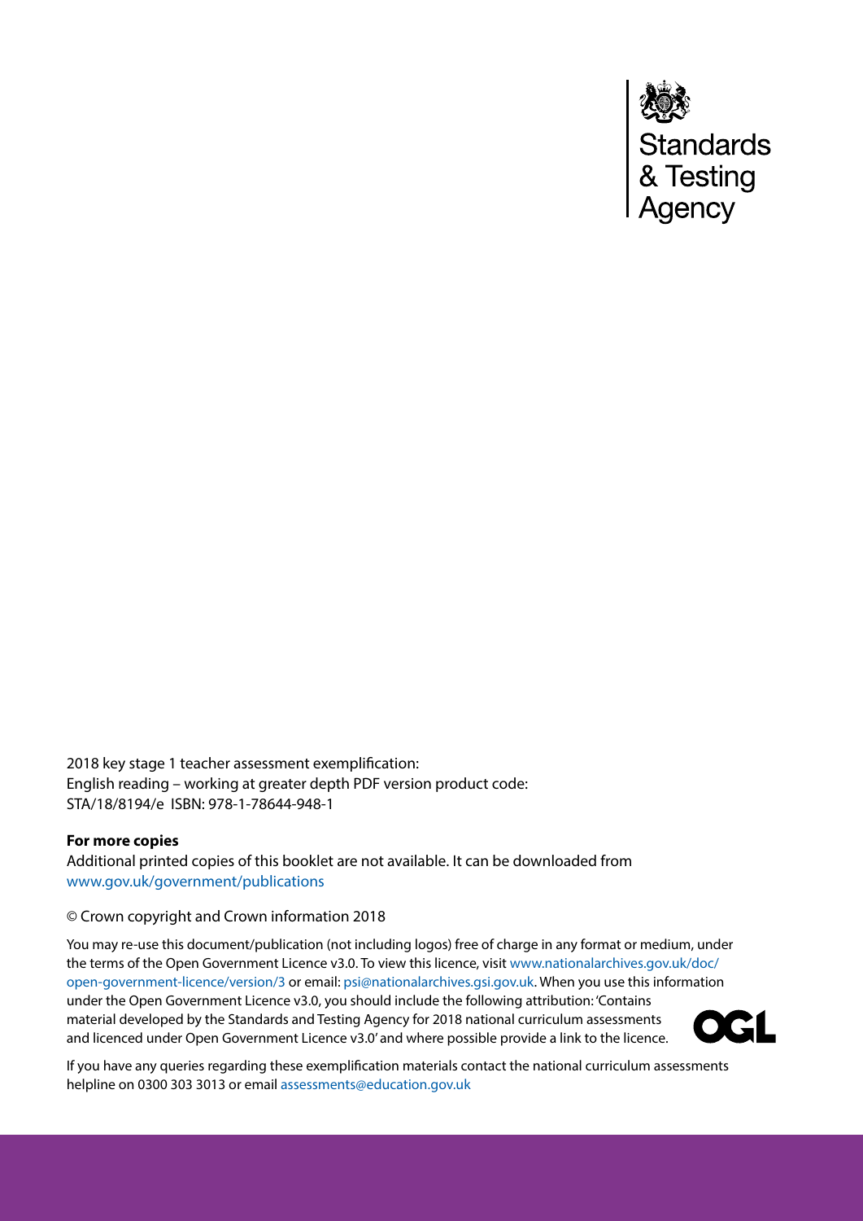Standards & Testing Agency

2018 key stage 1 teacher assessment exemplification:
English reading – working at greater depth PDF version product code:
STA/18/8194/e ISBN: 978-1-78644-948-1

**For more copies**

Additional printed copies of this booklet are not available. It can be downloaded from www.gov.uk/government/publications

© Crown copyright and Crown information 2018

You may re-use this document/publication (not including logos) free of charge in any format or medium, under the terms of the Open Government Licence v3.0. To view this licence, visit www.nationalarchives.gov.uk/doc/open-government-licence/version/3 or email: psi@nationalarchives.gsi.gov.uk. When you use this information under the Open Government Licence v3.0, you should include the following attribution: 'Contains material developed by the Standards and Testing Agency for 2018 national curriculum assessments and licenced under Open Government Licence v3.0' and where possible provide a link to the licence.

If you have any queries regarding these exemplification materials contact the national curriculum assessments helpline on 0300 303 3013 or email assessments@education.gov.uk